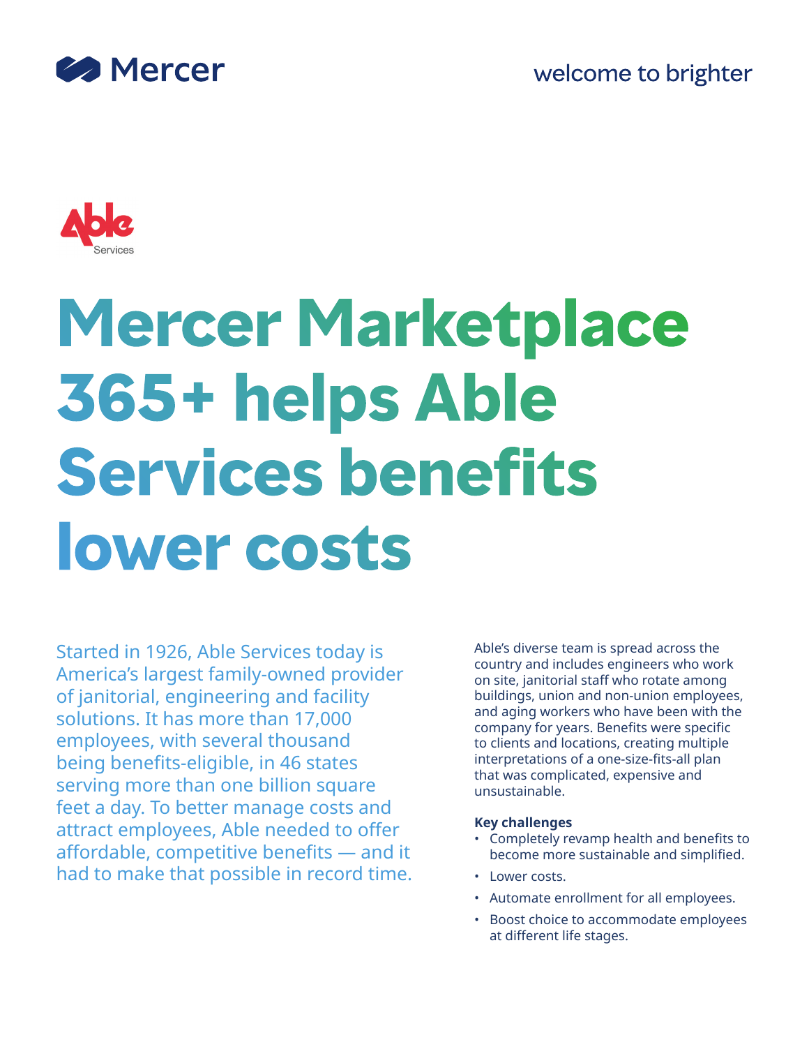Mercer

welcome to brighter

Able Services

# Mercer Marketplace 365+ helps Able Services benefits lower costs

Started in 1926, Able Services today is America's largest family-owned provider of janitorial, engineering and facility solutions. It has more than 17,000 employees, with several thousand being benefits-eligible, in 46 states serving more than one billion square feet a day. To better manage costs and attract employees, Able needed to offer affordable, competitive benefits — and it had to make that possible in record time.

Able's diverse team is spread across the country and includes engineers who work on site, janitorial staff who rotate among buildings, union and non-union employees, and aging workers who have been with the company for years. Benefits were specific to clients and locations, creating multiple interpretations of a one-size-fits-all plan that was complicated, expensive and unsustainable.

**Key challenges**

- Completely revamp health and benefits to become more sustainable and simplified.
- Lower costs.
- Automate enrollment for all employees.
- Boost choice to accommodate employees at different life stages.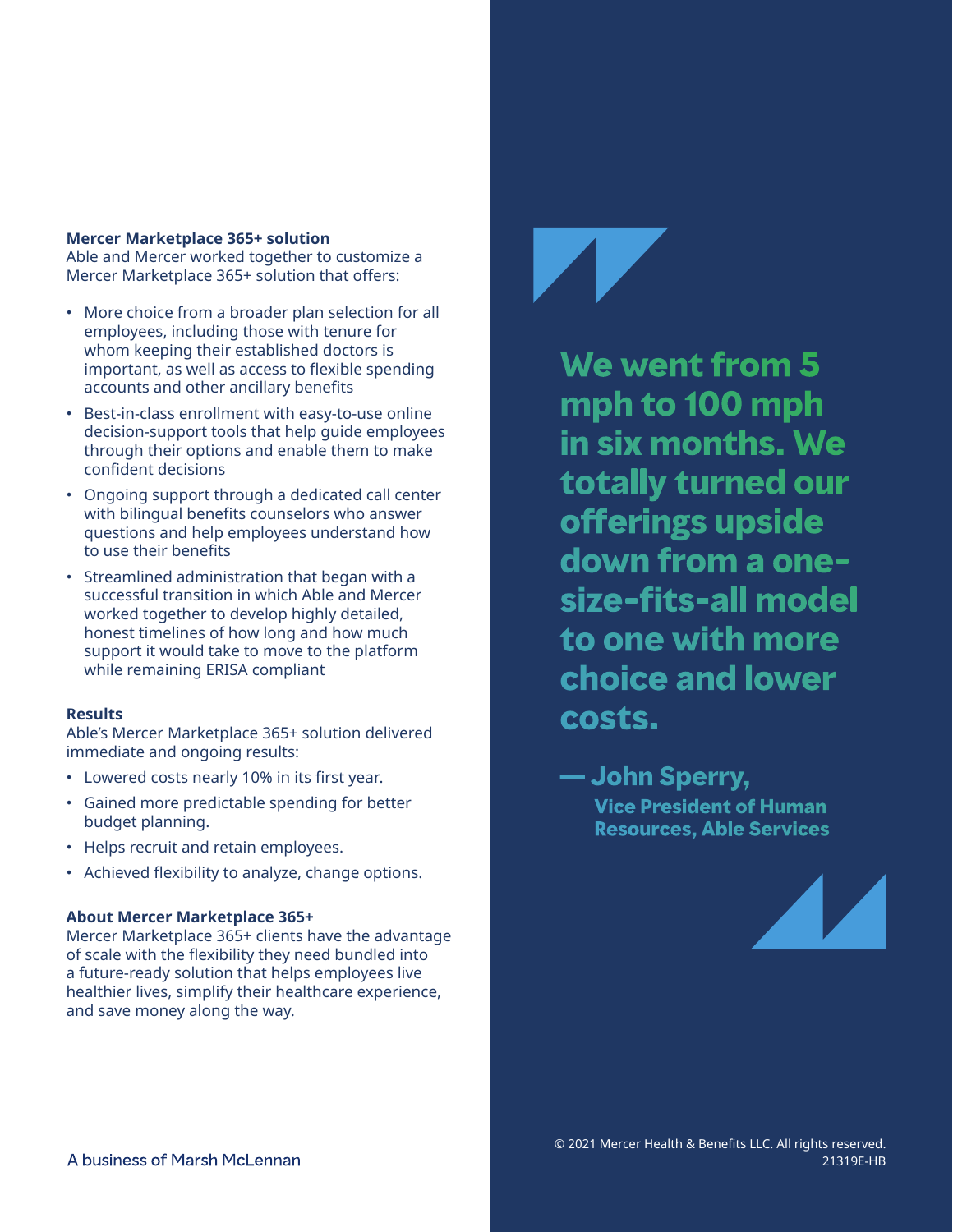### Mercer Marketplace 365+ solution

Able and Mercer worked together to customize a Mercer Marketplace 365+ solution that offers:

- More choice from a broader plan selection for all employees, including those with tenure for whom keeping their established doctors is important, as well as access to flexible spending accounts and other ancillary benefits
- Best-in-class enrollment with easy-to-use online decision-support tools that help guide employees through their options and enable them to make confident decisions
- Ongoing support through a dedicated call center with bilingual benefits counselors who answer questions and help employees understand how to use their benefits
- Streamlined administration that began with a successful transition in which Able and Mercer worked together to develop highly detailed, honest timelines of how long and how much support it would take to move to the platform while remaining ERISA compliant

### Results

Able's Mercer Marketplace 365+ solution delivered immediate and ongoing results:

- Lowered costs nearly 10% in its first year.
- Gained more predictable spending for better budget planning.
- Helps recruit and retain employees.
- Achieved flexibility to analyze, change options.

### About Mercer Marketplace 365+

Mercer Marketplace 365+ clients have the advantage of scale with the flexibility they need bundled into a future-ready solution that helps employees live healthier lives, simplify their healthcare experience, and save money along the way.

> **We went from 5 mph to 100 mph in six months. We totally turned our offerings upside down from a one-size-fits-all model to one with more choice and lower costs.**
>
> **— John Sperry,**
> **Vice President of Human Resources, Able Services**

A business of Marsh McLennan

© 2021 Mercer Health & Benefits LLC. All rights reserved.
21319E-HB